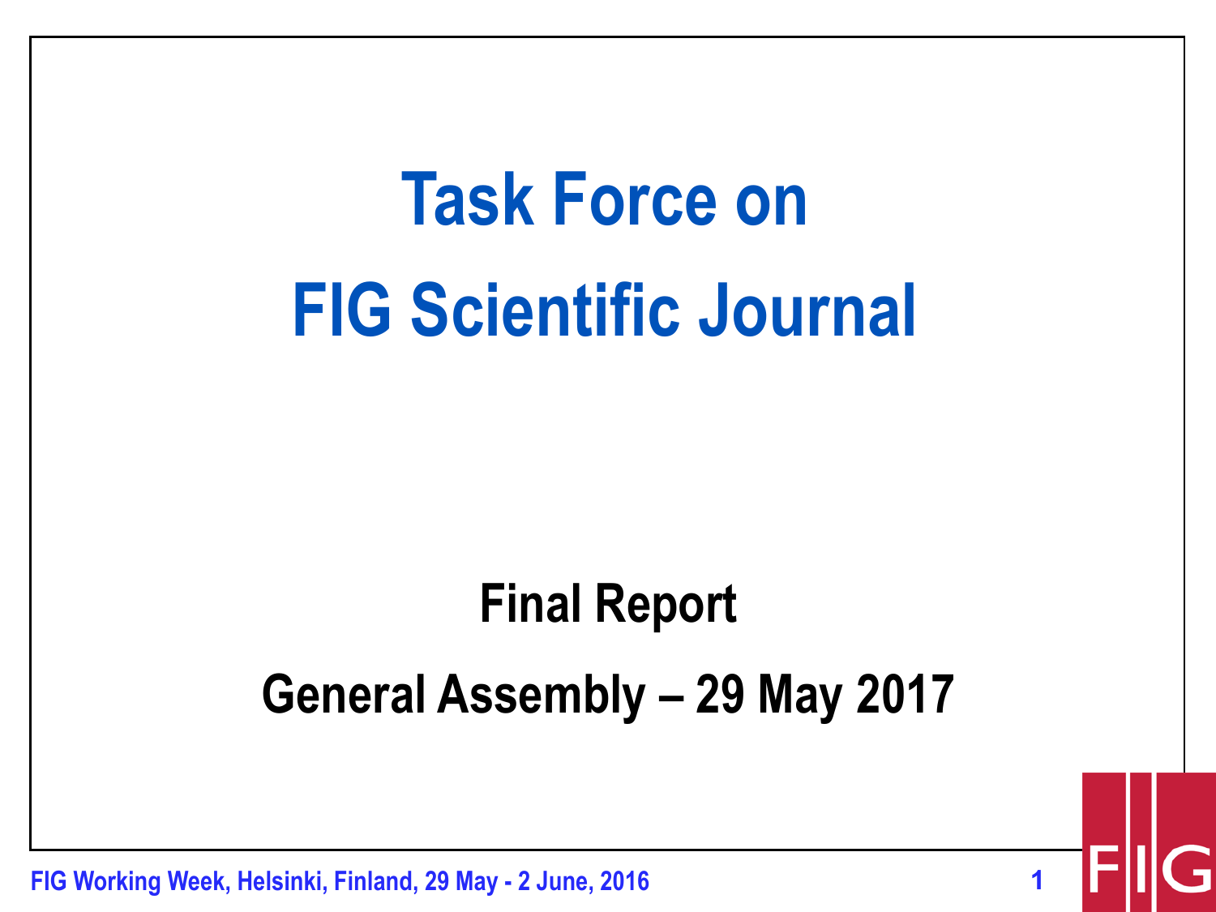# Task Force on FIG Scientific Journal

**Final Report**

**General Assembly – 29 May 2017**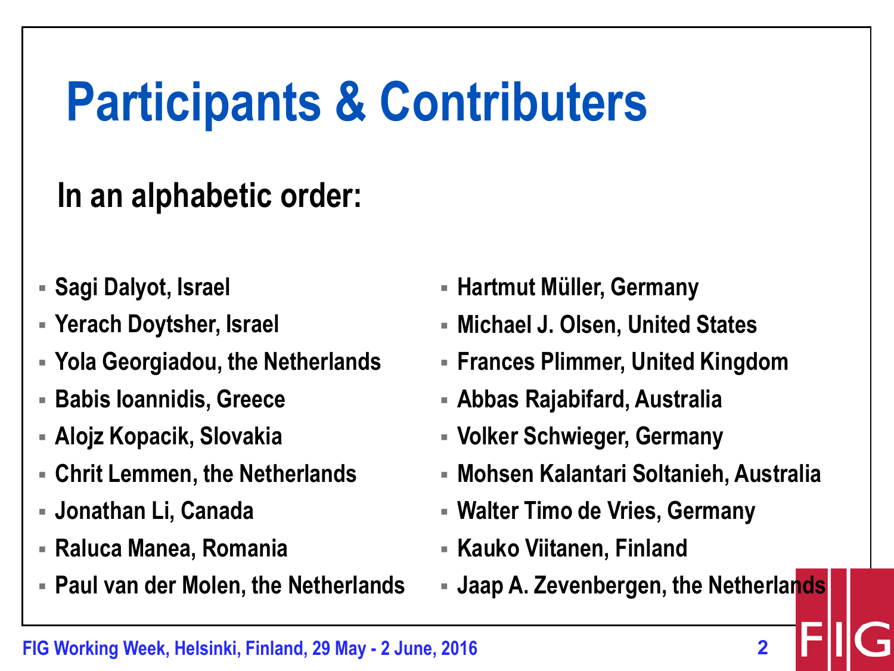# Participants & Contributers

**In an alphabetic order:**

- Sagi Dalyot, Israel
- Yerach Doytsher, Israel
- Yola Georgiadou, the Netherlands
- Babis Ioannidis, Greece
- Alojz Kopacik, Slovakia
- Chrit Lemmen, the Netherlands
- Jonathan Li, Canada
- Raluca Manea, Romania
- Paul van der Molen, the Netherlands
- Hartmut Müller, Germany
- Michael J. Olsen, United States
- Frances Plimmer, United Kingdom
- Abbas Rajabifard, Australia
- Volker Schwieger, Germany
- Mohsen Kalantari Soltanieh, Australia
- Walter Timo de Vries, Germany
- Kauko Viitanen, Finland
- Jaap A. Zevenbergen, the Netherlands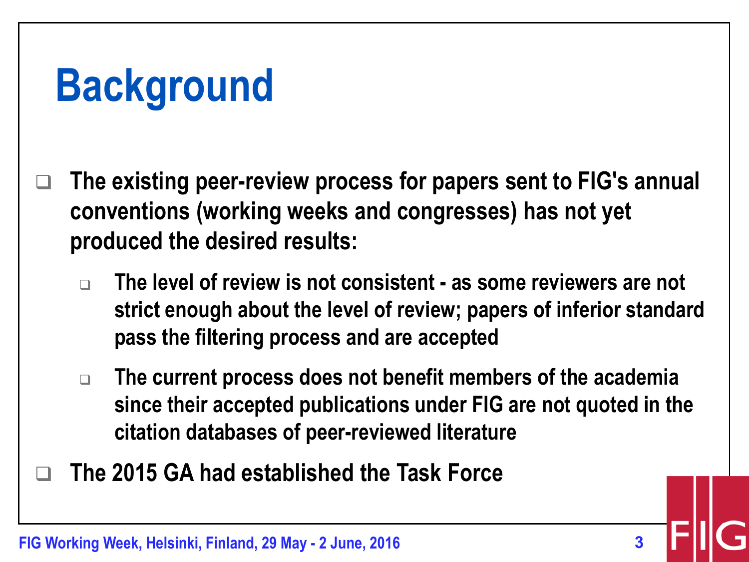# Background

- **The existing peer-review process for papers sent to FIG's annual conventions (working weeks and congresses) has not yet produced the desired results:**
  - **The level of review is not consistent - as some reviewers are not strict enough about the level of review; papers of inferior standard pass the filtering process and are accepted**
  - **The current process does not benefit members of the academia since their accepted publications under FIG are not quoted in the citation databases of peer-reviewed literature**
- **The 2015 GA had established the Task Force**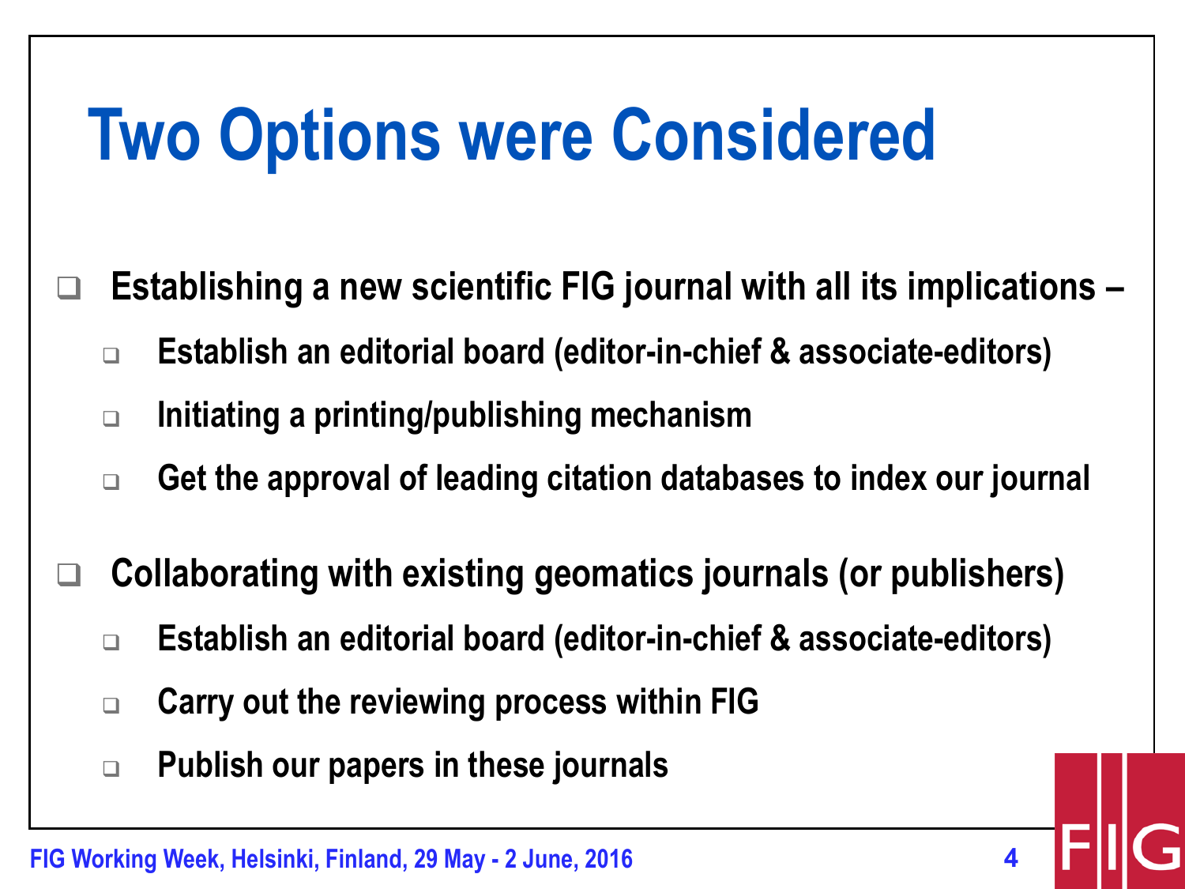# Two Options were Considered

- **Establishing a new scientific FIG journal with all its implications –**
  - **Establish an editorial board (editor-in-chief & associate-editors)**
  - **Initiating a printing/publishing mechanism**
  - **Get the approval of leading citation databases to index our journal**
- **Collaborating with existing geomatics journals (or publishers)**
  - **Establish an editorial board (editor-in-chief & associate-editors)**
  - **Carry out the reviewing process within FIG**
  - **Publish our papers in these journals**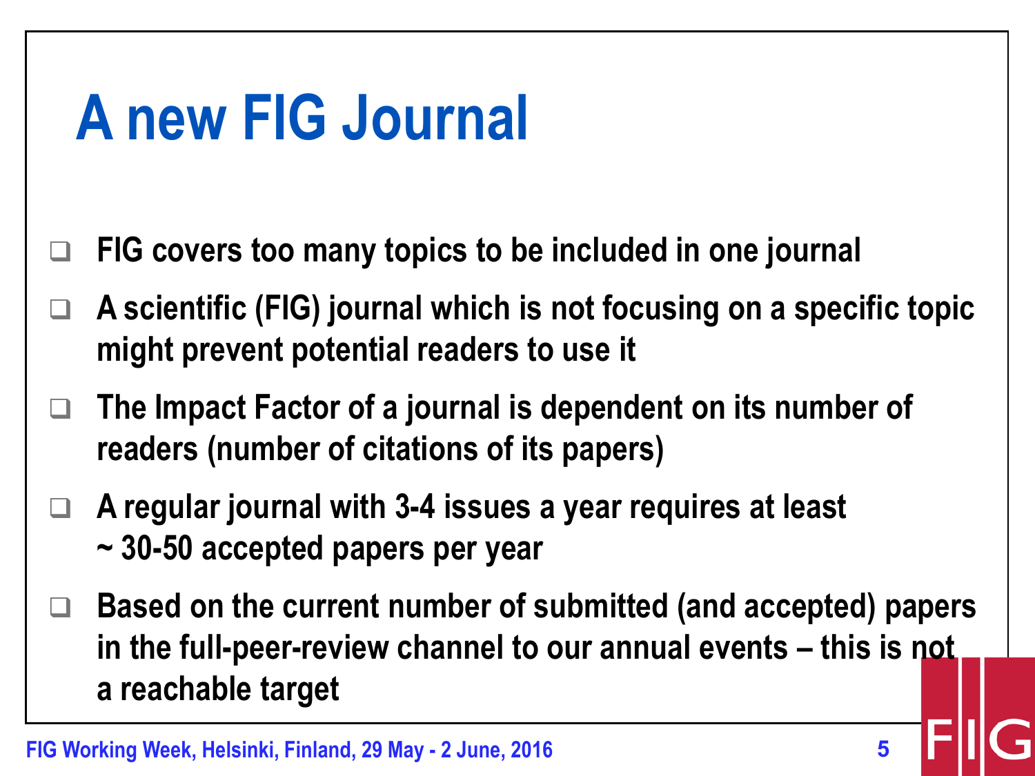# A new FIG Journal

- FIG covers too many topics to be included in one journal
- A scientific (FIG) journal which is not focusing on a specific topic might prevent potential readers to use it
- The Impact Factor of a journal is dependent on its number of readers (number of citations of its papers)
- A regular journal with 3-4 issues a year requires at least ~ 30-50 accepted papers per year
- Based on the current number of submitted (and accepted) papers in the full-peer-review channel to our annual events – this is not a reachable target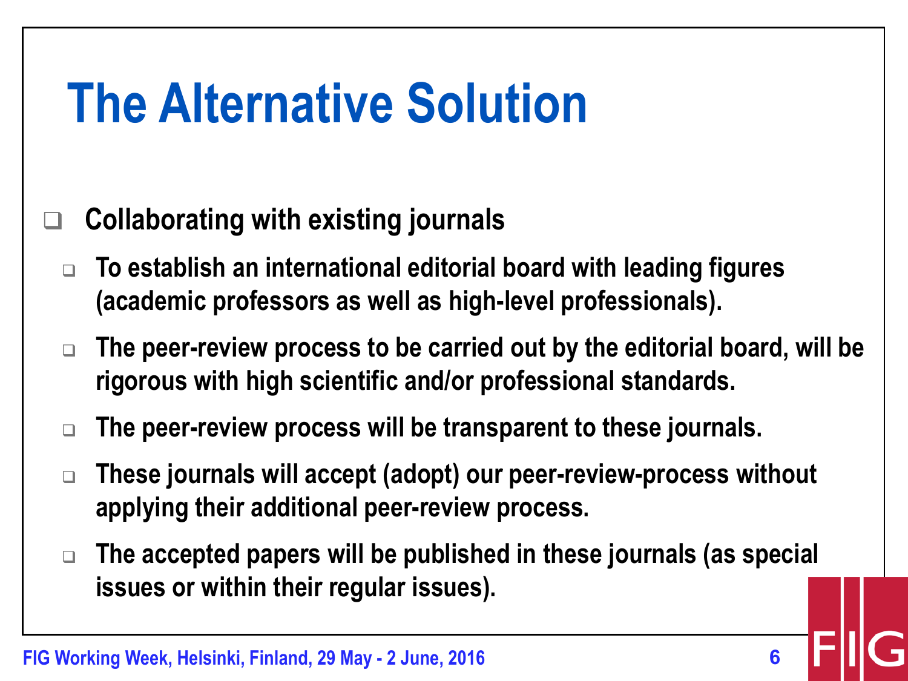# The Alternative Solution

- **Collaborating with existing journals**
  - **To establish an international editorial board with leading figures (academic professors as well as high-level professionals).**
  - **The peer-review process to be carried out by the editorial board, will be rigorous with high scientific and/or professional standards.**
  - **The peer-review process will be transparent to these journals.**
  - **These journals will accept (adopt) our peer-review-process without applying their additional peer-review process.**
  - **The accepted papers will be published in these journals (as special issues or within their regular issues).**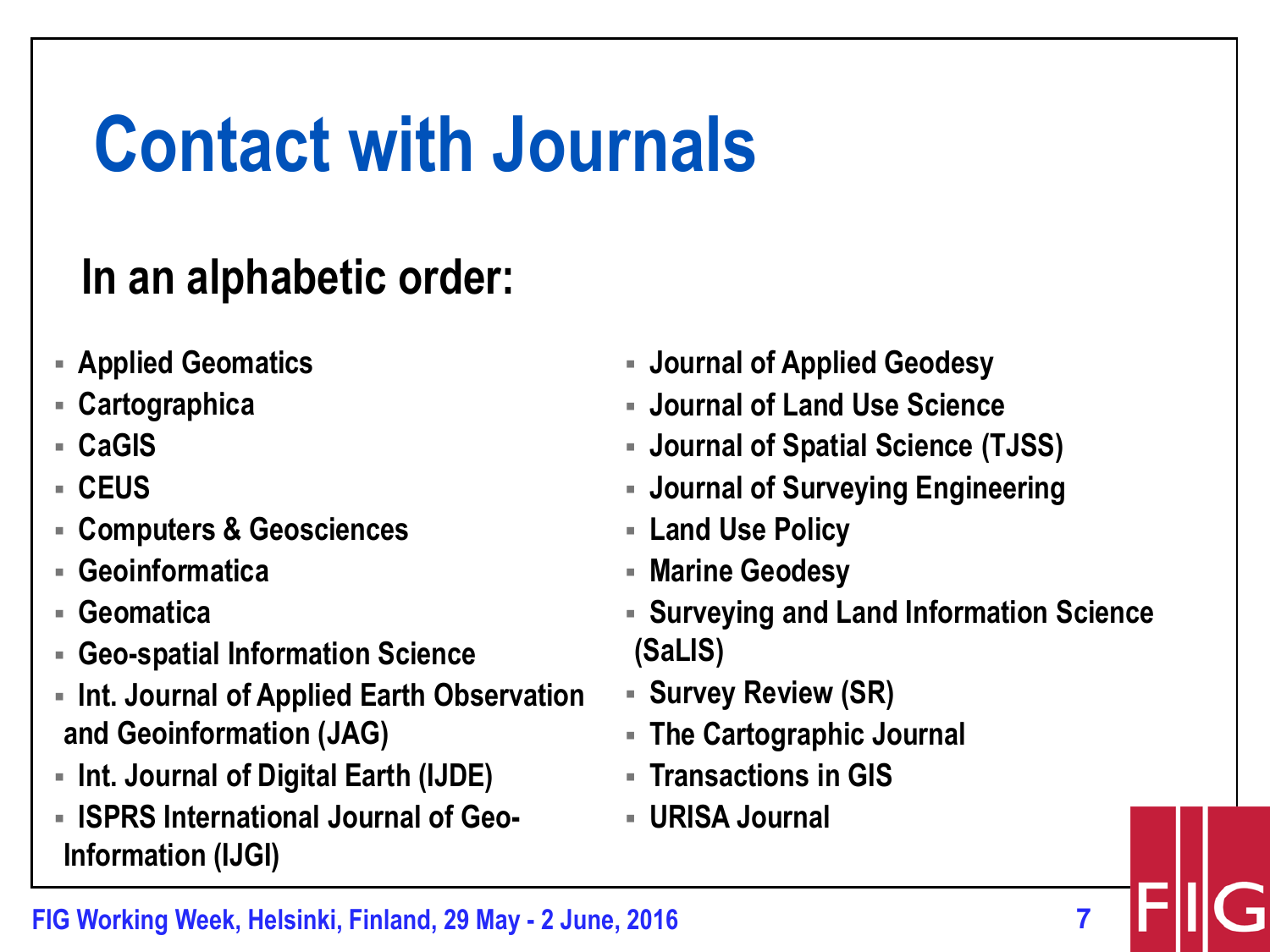# Contact with Journals

## In an alphabetic order:

- Applied Geomatics
- Cartographica
- CaGIS
- CEUS
- Computers & Geosciences
- Geoinformatica
- Geomatica
- Geo-spatial Information Science
- Int. Journal of Applied Earth Observation and Geoinformation (JAG)
- Int. Journal of Digital Earth (IJDE)
- ISPRS International Journal of Geo-Information (IJGI)
- Journal of Applied Geodesy
- Journal of Land Use Science
- Journal of Spatial Science (TJSS)
- Journal of Surveying Engineering
- Land Use Policy
- Marine Geodesy
- Surveying and Land Information Science (SaLIS)
- Survey Review (SR)
- The Cartographic Journal
- Transactions in GIS
- URISA Journal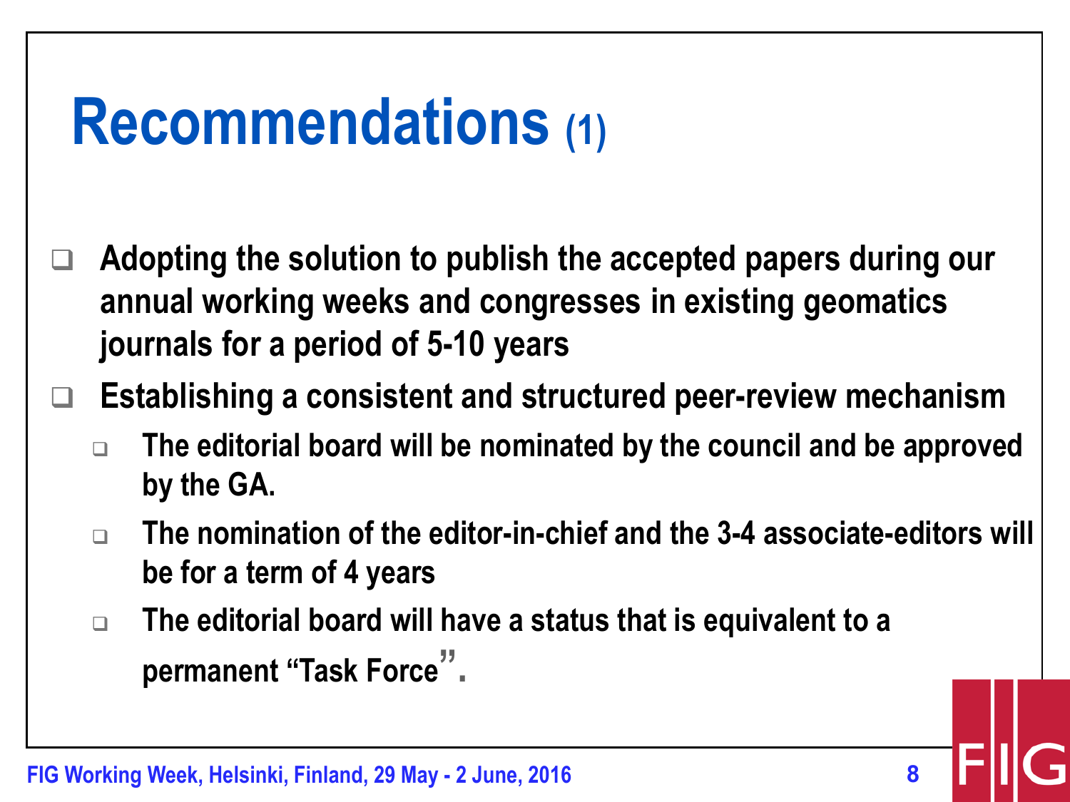# Recommendations (1)

- Adopting the solution to publish the accepted papers during our annual working weeks and congresses in existing geomatics journals for a period of 5-10 years
- Establishing a consistent and structured peer-review mechanism
  - The editorial board will be nominated by the council and be approved by the GA.
  - The nomination of the editor-in-chief and the 3-4 associate-editors will be for a term of 4 years
  - The editorial board will have a status that is equivalent to a permanent "Task Force".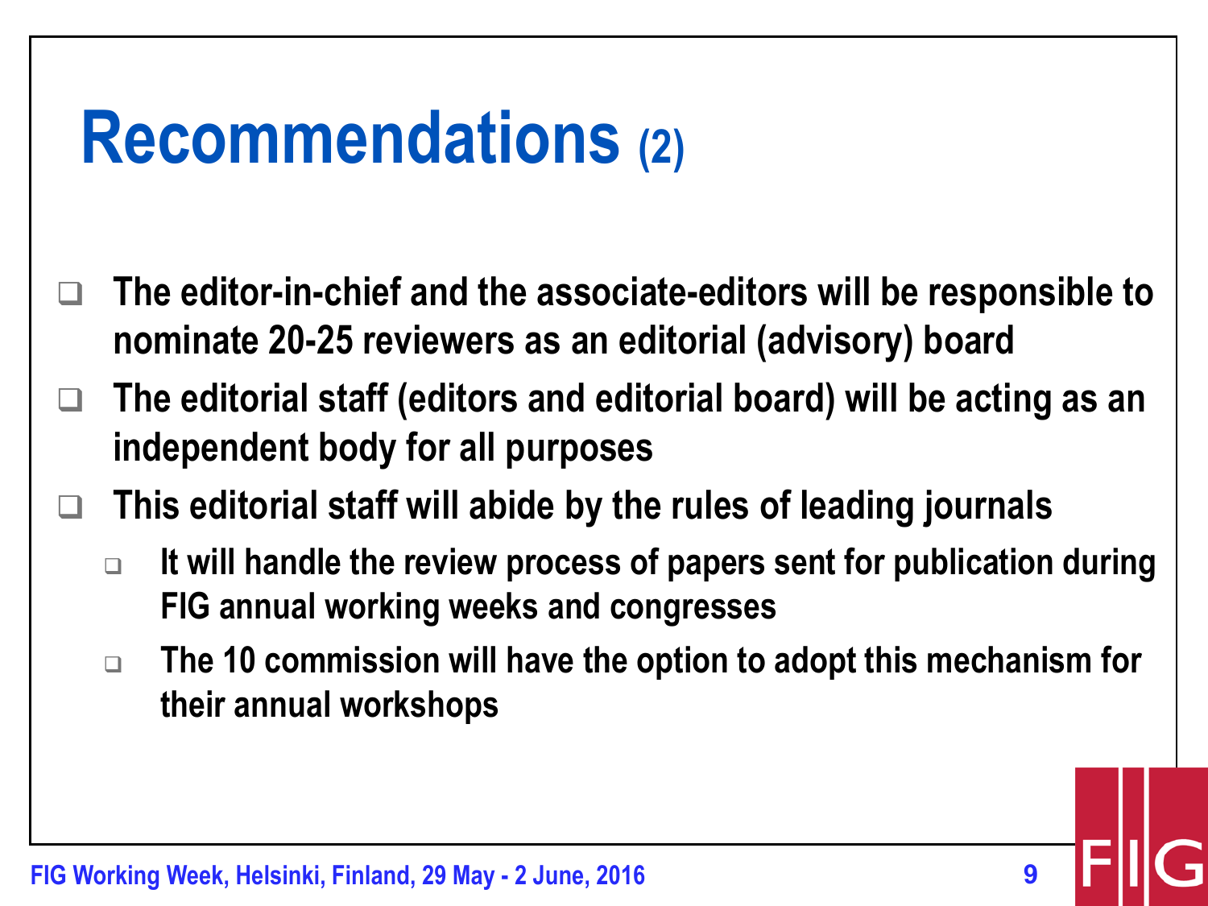# Recommendations (2)

- The editor-in-chief and the associate-editors will be responsible to nominate 20-25 reviewers as an editorial (advisory) board
- The editorial staff (editors and editorial board) will be acting as an independent body for all purposes
- This editorial staff will abide by the rules of leading journals
  - It will handle the review process of papers sent for publication during FIG annual working weeks and congresses
  - The 10 commission will have the option to adopt this mechanism for their annual workshops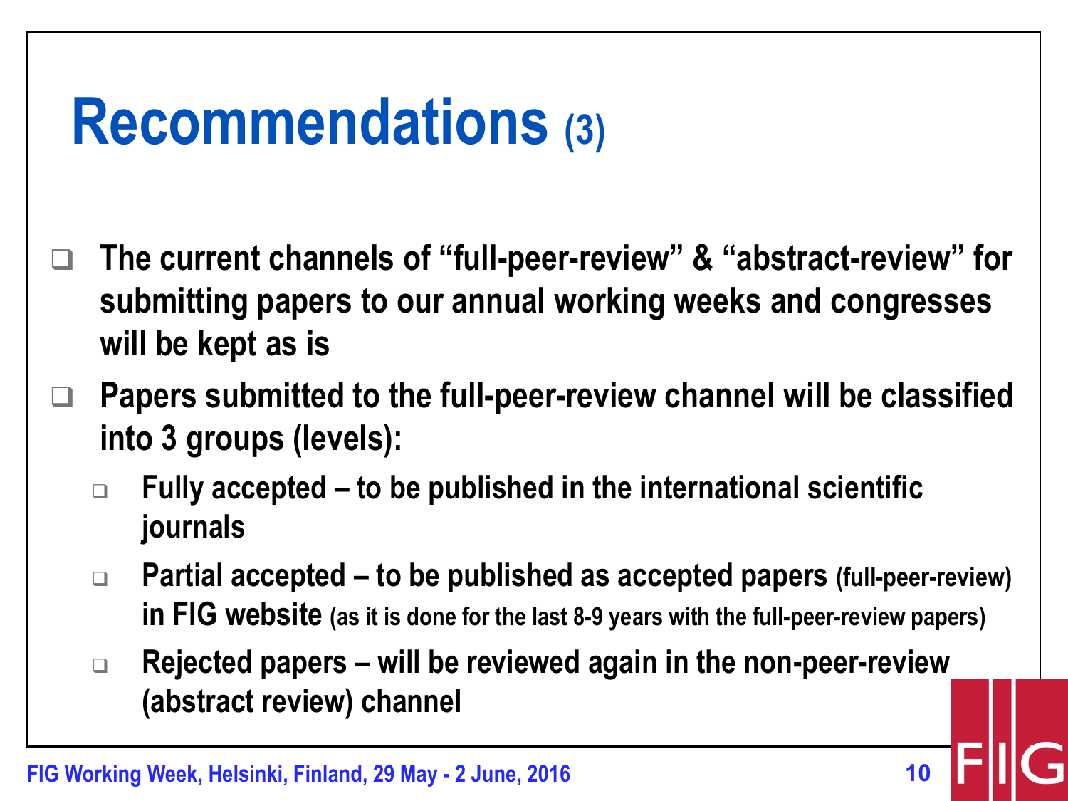# Recommendations (3)

- The current channels of "full-peer-review" & "abstract-review" for submitting papers to our annual working weeks and congresses will be kept as is
- Papers submitted to the full-peer-review channel will be classified into 3 groups (levels):
  - Fully accepted – to be published in the international scientific journals
  - Partial accepted – to be published as accepted papers (full-peer-review) in FIG website (as it is done for the last 8-9 years with the full-peer-review papers)
  - Rejected papers – will be reviewed again in the non-peer-review (abstract review) channel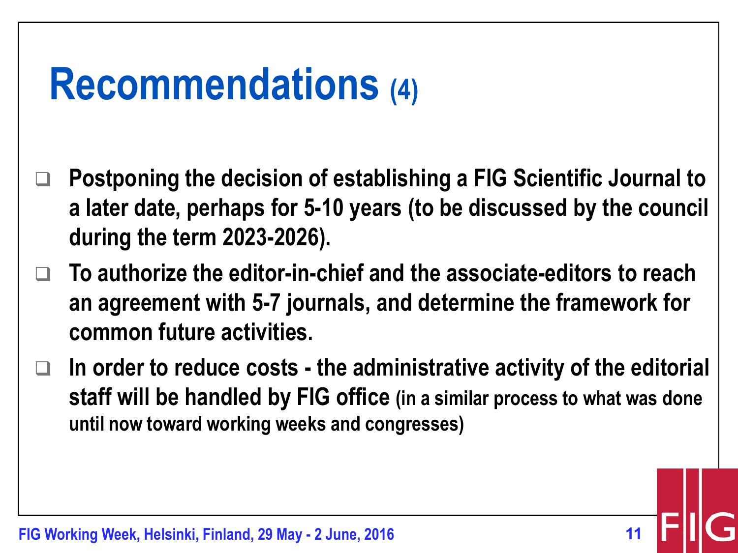# Recommendations (4)

- Postponing the decision of establishing a FIG Scientific Journal to a later date, perhaps for 5-10 years (to be discussed by the council during the term 2023-2026).
- To authorize the editor-in-chief and the associate-editors to reach an agreement with 5-7 journals, and determine the framework for common future activities.
- In order to reduce costs - the administrative activity of the editorial staff will be handled by FIG office (in a similar process to what was done until now toward working weeks and congresses)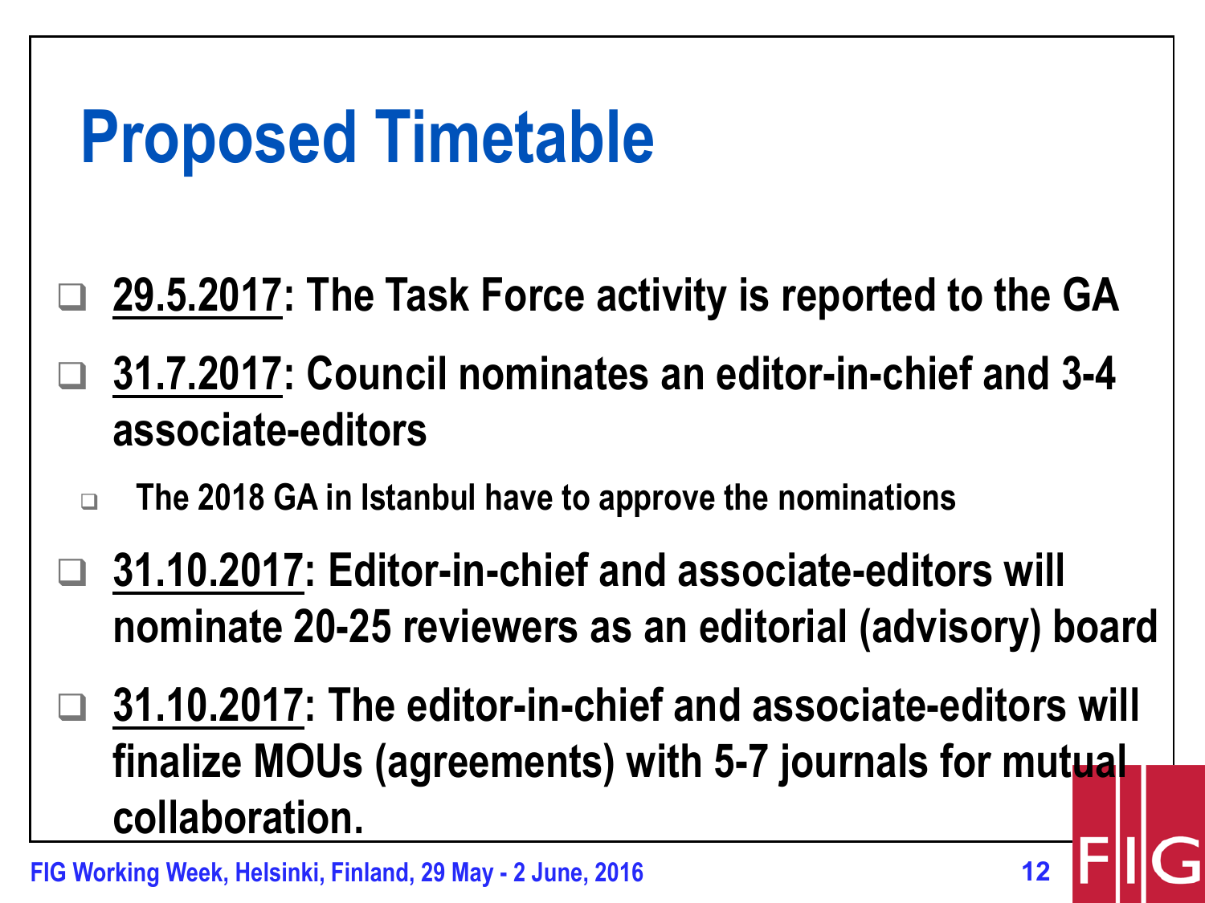# Proposed Timetable

- **<u>29.5.2017</u>: The Task Force activity is reported to the GA**
- **<u>31.7.2017</u>: Council nominates an editor-in-chief and 3-4 associate-editors**
  - **The 2018 GA in Istanbul have to approve the nominations**
- **<u>31.10.2017</u>: Editor-in-chief and associate-editors will nominate 20-25 reviewers as an editorial (advisory) board**
- **<u>31.10.2017</u>: The editor-in-chief and associate-editors will finalize MOUs (agreements) with 5-7 journals for mutual collaboration.**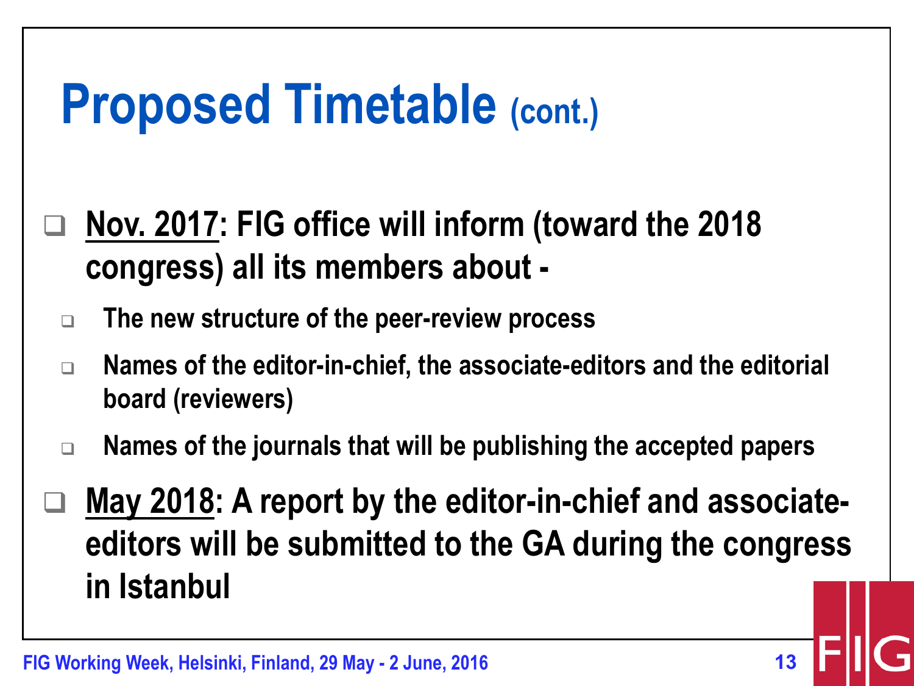# Proposed Timetable (cont.)

- **<u>Nov. 2017</u>: FIG office will inform (toward the 2018 congress) all its members about -**
  - **The new structure of the peer-review process**
  - **Names of the editor-in-chief, the associate-editors and the editorial board (reviewers)**
  - **Names of the journals that will be publishing the accepted papers**
- **<u>May 2018</u>: A report by the editor-in-chief and associate-editors will be submitted to the GA during the congress in Istanbul**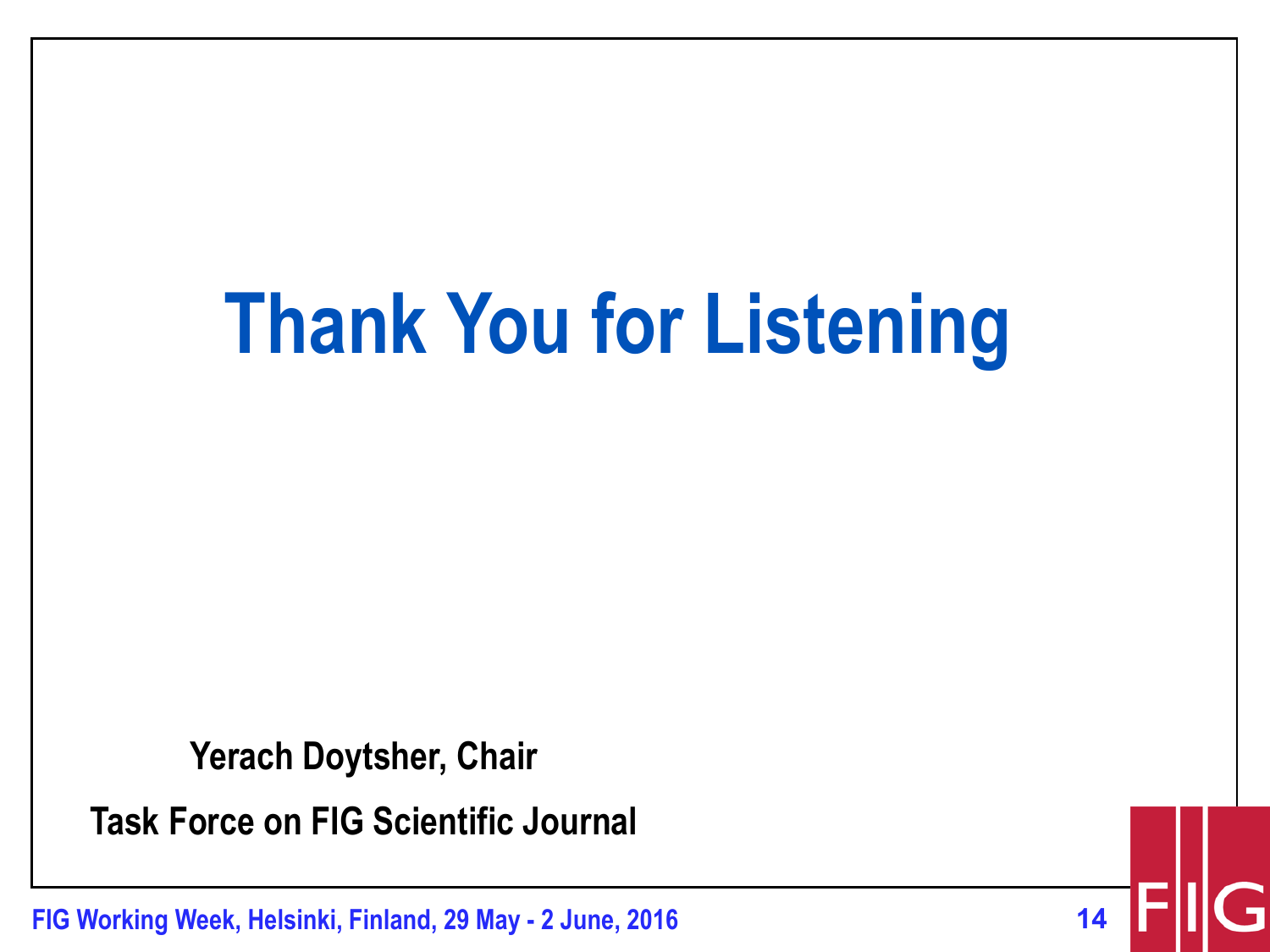# Thank You for Listening

**Yerach Doytsher, Chair**

**Task Force on FIG Scientific Journal**